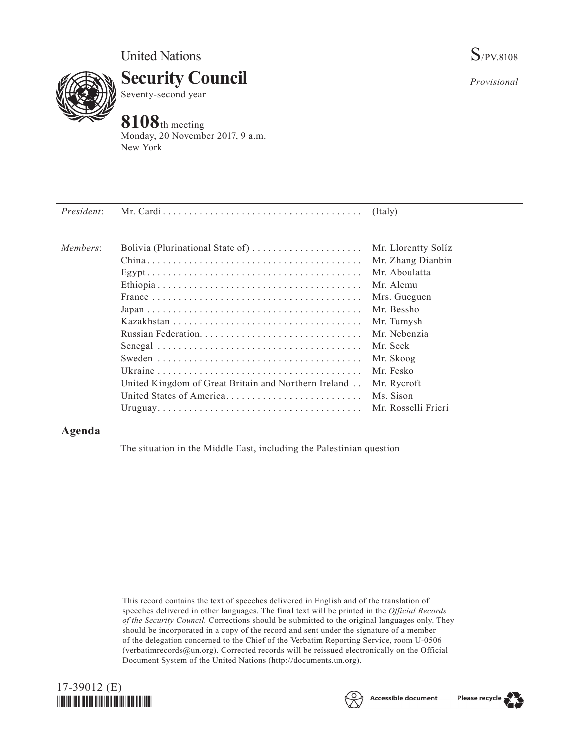United Nations S/PV.8108

# Security Council

Seventy-second year

*Provisional*

## 8108th meeting

Monday, 20 November 2017, 9 a.m.
New York

| | | |
|---|---|---|
| *President*: | Mr. Cardi | (Italy) |
| *Members*: | Bolivia (Plurinational State of) | Mr. Llorentty Solíz |
| | China | Mr. Zhang Dianbin |
| | Egypt | Mr. Aboulatta |
| | Ethiopia | Mr. Alemu |
| | France | Mrs. Gueguen |
| | Japan | Mr. Bessho |
| | Kazakhstan | Mr. Tumysh |
| | Russian Federation | Mr. Nebenzia |
| | Senegal | Mr. Seck |
| | Sweden | Mr. Skoog |
| | Ukraine | Mr. Fesko |
| | United Kingdom of Great Britain and Northern Ireland | Mr. Rycroft |
| | United States of America | Ms. Sison |
| | Uruguay | Mr. Rosselli Frieri |

## Agenda

The situation in the Middle East, including the Palestinian question

This record contains the text of speeches delivered in English and of the translation of speeches delivered in other languages. The final text will be printed in the *Official Records of the Security Council*. Corrections should be submitted to the original languages only. They should be incorporated in a copy of the record and sent under the signature of a member of the delegation concerned to the Chief of the Verbatim Reporting Service, room U-0506 (verbatimrecords@un.org). Corrected records will be reissued electronically on the Official Document System of the United Nations (http://documents.un.org).

17-39012 (E)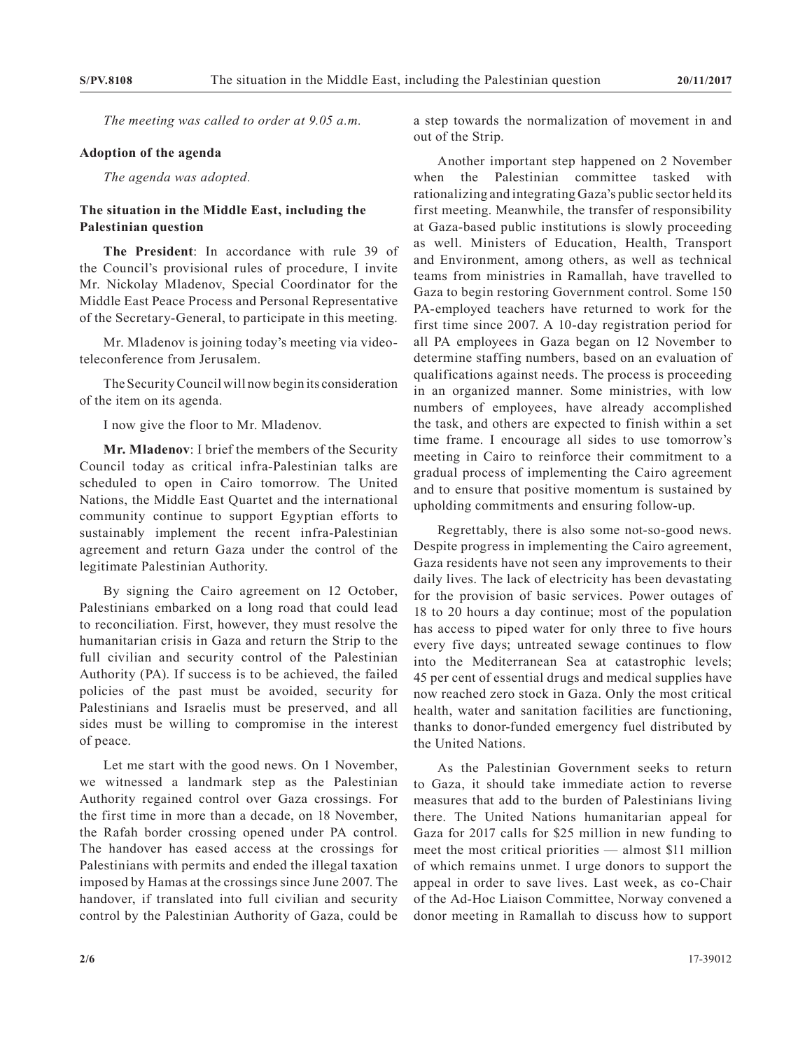*The meeting was called to order at 9.05 a.m.*

**Adoption of the agenda**

*The agenda was adopted.*

**The situation in the Middle East, including the Palestinian question**

**The President**: In accordance with rule 39 of the Council's provisional rules of procedure, I invite Mr. Nickolay Mladenov, Special Coordinator for the Middle East Peace Process and Personal Representative of the Secretary-General, to participate in this meeting.

Mr. Mladenov is joining today's meeting via video-teleconference from Jerusalem.

The Security Council will now begin its consideration of the item on its agenda.

I now give the floor to Mr. Mladenov.

**Mr. Mladenov**: I brief the members of the Security Council today as critical infra-Palestinian talks are scheduled to open in Cairo tomorrow. The United Nations, the Middle East Quartet and the international community continue to support Egyptian efforts to sustainably implement the recent infra-Palestinian agreement and return Gaza under the control of the legitimate Palestinian Authority.

By signing the Cairo agreement on 12 October, Palestinians embarked on a long road that could lead to reconciliation. First, however, they must resolve the humanitarian crisis in Gaza and return the Strip to the full civilian and security control of the Palestinian Authority (PA). If success is to be achieved, the failed policies of the past must be avoided, security for Palestinians and Israelis must be preserved, and all sides must be willing to compromise in the interest of peace.

Let me start with the good news. On 1 November, we witnessed a landmark step as the Palestinian Authority regained control over Gaza crossings. For the first time in more than a decade, on 18 November, the Rafah border crossing opened under PA control. The handover has eased access at the crossings for Palestinians with permits and ended the illegal taxation imposed by Hamas at the crossings since June 2007. The handover, if translated into full civilian and security control by the Palestinian Authority of Gaza, could be a step towards the normalization of movement in and out of the Strip.

Another important step happened on 2 November when the Palestinian committee tasked with rationalizing and integrating Gaza's public sector held its first meeting. Meanwhile, the transfer of responsibility at Gaza-based public institutions is slowly proceeding as well. Ministers of Education, Health, Transport and Environment, among others, as well as technical teams from ministries in Ramallah, have travelled to Gaza to begin restoring Government control. Some 150 PA-employed teachers have returned to work for the first time since 2007. A 10-day registration period for all PA employees in Gaza began on 12 November to determine staffing numbers, based on an evaluation of qualifications against needs. The process is proceeding in an organized manner. Some ministries, with low numbers of employees, have already accomplished the task, and others are expected to finish within a set time frame. I encourage all sides to use tomorrow's meeting in Cairo to reinforce their commitment to a gradual process of implementing the Cairo agreement and to ensure that positive momentum is sustained by upholding commitments and ensuring follow-up.

Regrettably, there is also some not-so-good news. Despite progress in implementing the Cairo agreement, Gaza residents have not seen any improvements to their daily lives. The lack of electricity has been devastating for the provision of basic services. Power outages of 18 to 20 hours a day continue; most of the population has access to piped water for only three to five hours every five days; untreated sewage continues to flow into the Mediterranean Sea at catastrophic levels; 45 per cent of essential drugs and medical supplies have now reached zero stock in Gaza. Only the most critical health, water and sanitation facilities are functioning, thanks to donor-funded emergency fuel distributed by the United Nations.

As the Palestinian Government seeks to return to Gaza, it should take immediate action to reverse measures that add to the burden of Palestinians living there. The United Nations humanitarian appeal for Gaza for 2017 calls for \$25 million in new funding to meet the most critical priorities — almost \$11 million of which remains unmet. I urge donors to support the appeal in order to save lives. Last week, as co-Chair of the Ad-Hoc Liaison Committee, Norway convened a donor meeting in Ramallah to discuss how to support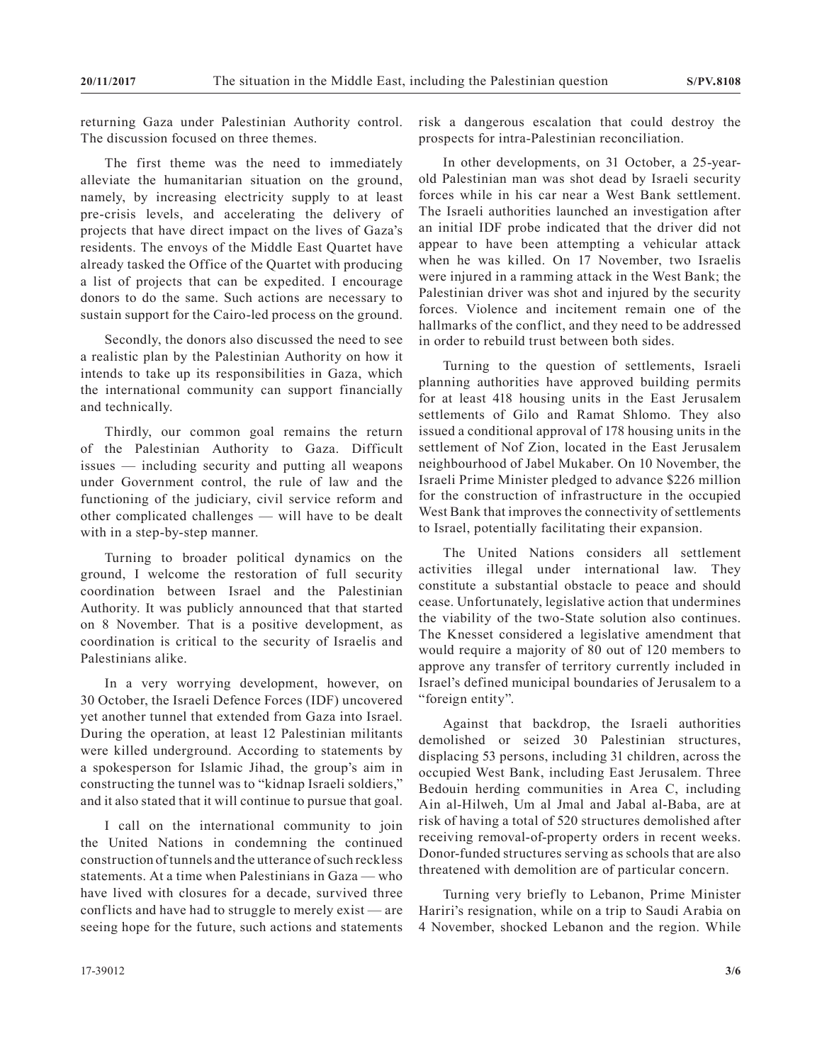returning Gaza under Palestinian Authority control. The discussion focused on three themes.

The first theme was the need to immediately alleviate the humanitarian situation on the ground, namely, by increasing electricity supply to at least pre-crisis levels, and accelerating the delivery of projects that have direct impact on the lives of Gaza's residents. The envoys of the Middle East Quartet have already tasked the Office of the Quartet with producing a list of projects that can be expedited. I encourage donors to do the same. Such actions are necessary to sustain support for the Cairo-led process on the ground.

Secondly, the donors also discussed the need to see a realistic plan by the Palestinian Authority on how it intends to take up its responsibilities in Gaza, which the international community can support financially and technically.

Thirdly, our common goal remains the return of the Palestinian Authority to Gaza. Difficult issues — including security and putting all weapons under Government control, the rule of law and the functioning of the judiciary, civil service reform and other complicated challenges — will have to be dealt with in a step-by-step manner.

Turning to broader political dynamics on the ground, I welcome the restoration of full security coordination between Israel and the Palestinian Authority. It was publicly announced that that started on 8 November. That is a positive development, as coordination is critical to the security of Israelis and Palestinians alike.

In a very worrying development, however, on 30 October, the Israeli Defence Forces (IDF) uncovered yet another tunnel that extended from Gaza into Israel. During the operation, at least 12 Palestinian militants were killed underground. According to statements by a spokesperson for Islamic Jihad, the group's aim in constructing the tunnel was to "kidnap Israeli soldiers," and it also stated that it will continue to pursue that goal.

I call on the international community to join the United Nations in condemning the continued construction of tunnels and the utterance of such reckless statements. At a time when Palestinians in Gaza — who have lived with closures for a decade, survived three conflicts and have had to struggle to merely exist — are seeing hope for the future, such actions and statements risk a dangerous escalation that could destroy the prospects for intra-Palestinian reconciliation.

In other developments, on 31 October, a 25-year-old Palestinian man was shot dead by Israeli security forces while in his car near a West Bank settlement. The Israeli authorities launched an investigation after an initial IDF probe indicated that the driver did not appear to have been attempting a vehicular attack when he was killed. On 17 November, two Israelis were injured in a ramming attack in the West Bank; the Palestinian driver was shot and injured by the security forces. Violence and incitement remain one of the hallmarks of the conflict, and they need to be addressed in order to rebuild trust between both sides.

Turning to the question of settlements, Israeli planning authorities have approved building permits for at least 418 housing units in the East Jerusalem settlements of Gilo and Ramat Shlomo. They also issued a conditional approval of 178 housing units in the settlement of Nof Zion, located in the East Jerusalem neighbourhood of Jabel Mukaber. On 10 November, the Israeli Prime Minister pledged to advance $226 million for the construction of infrastructure in the occupied West Bank that improves the connectivity of settlements to Israel, potentially facilitating their expansion.

The United Nations considers all settlement activities illegal under international law. They constitute a substantial obstacle to peace and should cease. Unfortunately, legislative action that undermines the viability of the two-State solution also continues. The Knesset considered a legislative amendment that would require a majority of 80 out of 120 members to approve any transfer of territory currently included in Israel's defined municipal boundaries of Jerusalem to a "foreign entity".

Against that backdrop, the Israeli authorities demolished or seized 30 Palestinian structures, displacing 53 persons, including 31 children, across the occupied West Bank, including East Jerusalem. Three Bedouin herding communities in Area C, including Ain al-Hilweh, Um al Jmal and Jabal al-Baba, are at risk of having a total of 520 structures demolished after receiving removal-of-property orders in recent weeks. Donor-funded structures serving as schools that are also threatened with demolition are of particular concern.

Turning very briefly to Lebanon, Prime Minister Hariri's resignation, while on a trip to Saudi Arabia on 4 November, shocked Lebanon and the region. While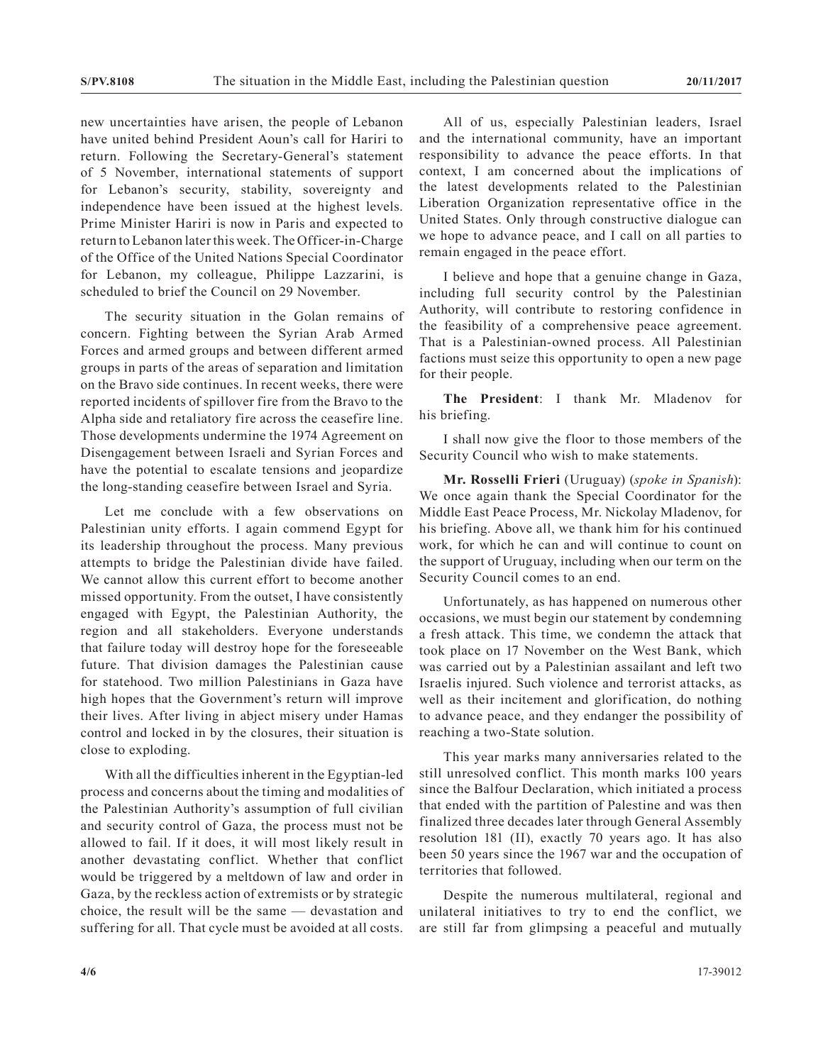new uncertainties have arisen, the people of Lebanon have united behind President Aoun's call for Hariri to return. Following the Secretary-General's statement of 5 November, international statements of support for Lebanon's security, stability, sovereignty and independence have been issued at the highest levels. Prime Minister Hariri is now in Paris and expected to return to Lebanon later this week. The Officer-in-Charge of the Office of the United Nations Special Coordinator for Lebanon, my colleague, Philippe Lazzarini, is scheduled to brief the Council on 29 November.

The security situation in the Golan remains of concern. Fighting between the Syrian Arab Armed Forces and armed groups and between different armed groups in parts of the areas of separation and limitation on the Bravo side continues. In recent weeks, there were reported incidents of spillover fire from the Bravo to the Alpha side and retaliatory fire across the ceasefire line. Those developments undermine the 1974 Agreement on Disengagement between Israeli and Syrian Forces and have the potential to escalate tensions and jeopardize the long-standing ceasefire between Israel and Syria.

Let me conclude with a few observations on Palestinian unity efforts. I again commend Egypt for its leadership throughout the process. Many previous attempts to bridge the Palestinian divide have failed. We cannot allow this current effort to become another missed opportunity. From the outset, I have consistently engaged with Egypt, the Palestinian Authority, the region and all stakeholders. Everyone understands that failure today will destroy hope for the foreseeable future. That division damages the Palestinian cause for statehood. Two million Palestinians in Gaza have high hopes that the Government's return will improve their lives. After living in abject misery under Hamas control and locked in by the closures, their situation is close to exploding.

With all the difficulties inherent in the Egyptian-led process and concerns about the timing and modalities of the Palestinian Authority's assumption of full civilian and security control of Gaza, the process must not be allowed to fail. If it does, it will most likely result in another devastating conflict. Whether that conflict would be triggered by a meltdown of law and order in Gaza, by the reckless action of extremists or by strategic choice, the result will be the same — devastation and suffering for all. That cycle must be avoided at all costs.

All of us, especially Palestinian leaders, Israel and the international community, have an important responsibility to advance the peace efforts. In that context, I am concerned about the implications of the latest developments related to the Palestinian Liberation Organization representative office in the United States. Only through constructive dialogue can we hope to advance peace, and I call on all parties to remain engaged in the peace effort.

I believe and hope that a genuine change in Gaza, including full security control by the Palestinian Authority, will contribute to restoring confidence in the feasibility of a comprehensive peace agreement. That is a Palestinian-owned process. All Palestinian factions must seize this opportunity to open a new page for their people.

**The President**: I thank Mr. Mladenov for his briefing.

I shall now give the floor to those members of the Security Council who wish to make statements.

**Mr. Rosselli Frieri** (Uruguay) (*spoke in Spanish*): We once again thank the Special Coordinator for the Middle East Peace Process, Mr. Nickolay Mladenov, for his briefing. Above all, we thank him for his continued work, for which he can and will continue to count on the support of Uruguay, including when our term on the Security Council comes to an end.

Unfortunately, as has happened on numerous other occasions, we must begin our statement by condemning a fresh attack. This time, we condemn the attack that took place on 17 November on the West Bank, which was carried out by a Palestinian assailant and left two Israelis injured. Such violence and terrorist attacks, as well as their incitement and glorification, do nothing to advance peace, and they endanger the possibility of reaching a two-State solution.

This year marks many anniversaries related to the still unresolved conflict. This month marks 100 years since the Balfour Declaration, which initiated a process that ended with the partition of Palestine and was then finalized three decades later through General Assembly resolution 181 (II), exactly 70 years ago. It has also been 50 years since the 1967 war and the occupation of territories that followed.

Despite the numerous multilateral, regional and unilateral initiatives to try to end the conflict, we are still far from glimpsing a peaceful and mutually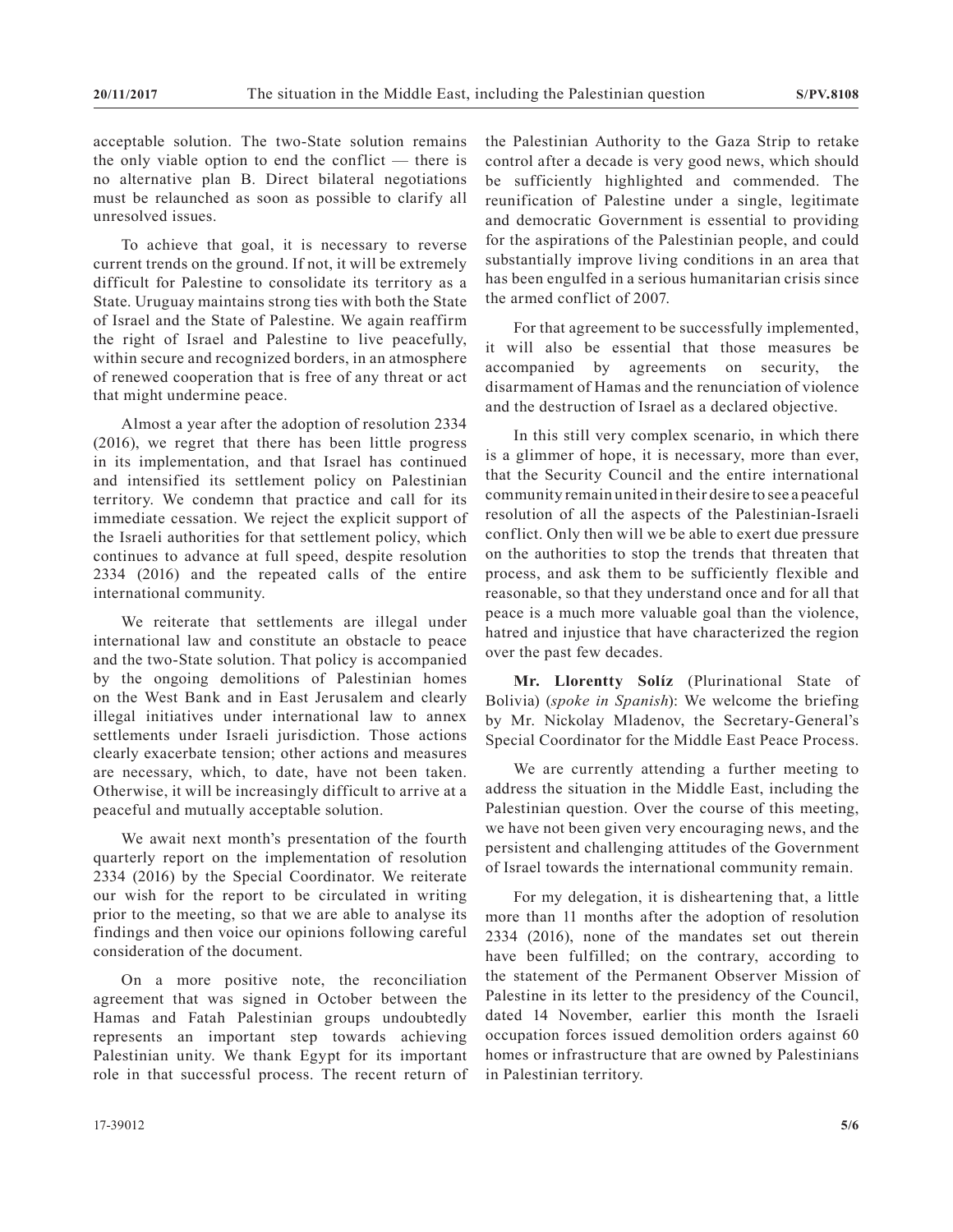acceptable solution. The two-State solution remains the only viable option to end the conflict — there is no alternative plan B. Direct bilateral negotiations must be relaunched as soon as possible to clarify all unresolved issues.

To achieve that goal, it is necessary to reverse current trends on the ground. If not, it will be extremely difficult for Palestine to consolidate its territory as a State. Uruguay maintains strong ties with both the State of Israel and the State of Palestine. We again reaffirm the right of Israel and Palestine to live peacefully, within secure and recognized borders, in an atmosphere of renewed cooperation that is free of any threat or act that might undermine peace.

Almost a year after the adoption of resolution 2334 (2016), we regret that there has been little progress in its implementation, and that Israel has continued and intensified its settlement policy on Palestinian territory. We condemn that practice and call for its immediate cessation. We reject the explicit support of the Israeli authorities for that settlement policy, which continues to advance at full speed, despite resolution 2334 (2016) and the repeated calls of the entire international community.

We reiterate that settlements are illegal under international law and constitute an obstacle to peace and the two-State solution. That policy is accompanied by the ongoing demolitions of Palestinian homes on the West Bank and in East Jerusalem and clearly illegal initiatives under international law to annex settlements under Israeli jurisdiction. Those actions clearly exacerbate tension; other actions and measures are necessary, which, to date, have not been taken. Otherwise, it will be increasingly difficult to arrive at a peaceful and mutually acceptable solution.

We await next month's presentation of the fourth quarterly report on the implementation of resolution 2334 (2016) by the Special Coordinator. We reiterate our wish for the report to be circulated in writing prior to the meeting, so that we are able to analyse its findings and then voice our opinions following careful consideration of the document.

On a more positive note, the reconciliation agreement that was signed in October between the Hamas and Fatah Palestinian groups undoubtedly represents an important step towards achieving Palestinian unity. We thank Egypt for its important role in that successful process. The recent return of the Palestinian Authority to the Gaza Strip to retake control after a decade is very good news, which should be sufficiently highlighted and commended. The reunification of Palestine under a single, legitimate and democratic Government is essential to providing for the aspirations of the Palestinian people, and could substantially improve living conditions in an area that has been engulfed in a serious humanitarian crisis since the armed conflict of 2007.

For that agreement to be successfully implemented, it will also be essential that those measures be accompanied by agreements on security, the disarmament of Hamas and the renunciation of violence and the destruction of Israel as a declared objective.

In this still very complex scenario, in which there is a glimmer of hope, it is necessary, more than ever, that the Security Council and the entire international community remain united in their desire to see a peaceful resolution of all the aspects of the Palestinian-Israeli conflict. Only then will we be able to exert due pressure on the authorities to stop the trends that threaten that process, and ask them to be sufficiently flexible and reasonable, so that they understand once and for all that peace is a much more valuable goal than the violence, hatred and injustice that have characterized the region over the past few decades.

**Mr. Llorentty Solíz** (Plurinational State of Bolivia) (*spoke in Spanish*): We welcome the briefing by Mr. Nickolay Mladenov, the Secretary-General's Special Coordinator for the Middle East Peace Process.

We are currently attending a further meeting to address the situation in the Middle East, including the Palestinian question. Over the course of this meeting, we have not been given very encouraging news, and the persistent and challenging attitudes of the Government of Israel towards the international community remain.

For my delegation, it is disheartening that, a little more than 11 months after the adoption of resolution 2334 (2016), none of the mandates set out therein have been fulfilled; on the contrary, according to the statement of the Permanent Observer Mission of Palestine in its letter to the presidency of the Council, dated 14 November, earlier this month the Israeli occupation forces issued demolition orders against 60 homes or infrastructure that are owned by Palestinians in Palestinian territory.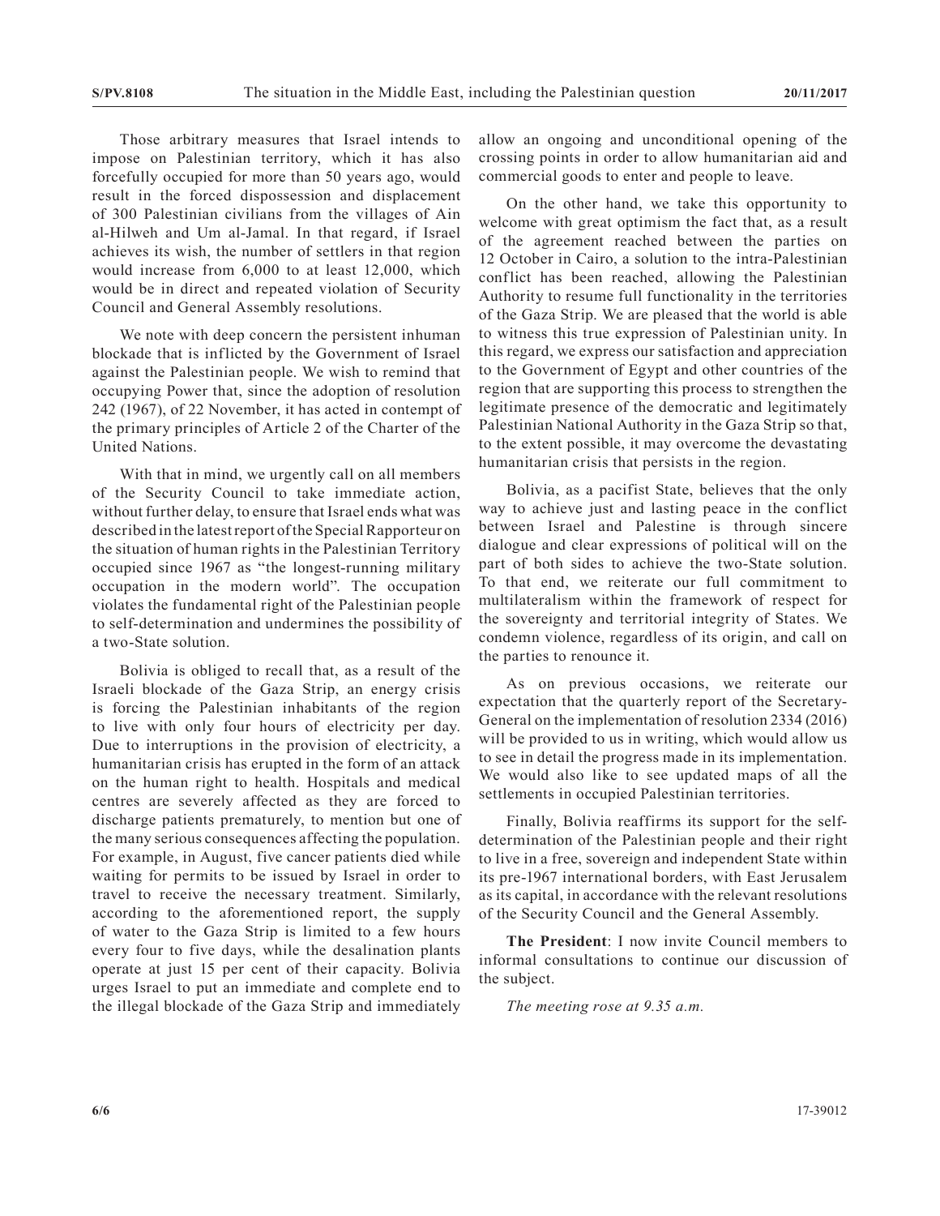Those arbitrary measures that Israel intends to impose on Palestinian territory, which it has also forcefully occupied for more than 50 years ago, would result in the forced dispossession and displacement of 300 Palestinian civilians from the villages of Ain al-Hilweh and Um al-Jamal. In that regard, if Israel achieves its wish, the number of settlers in that region would increase from 6,000 to at least 12,000, which would be in direct and repeated violation of Security Council and General Assembly resolutions.

We note with deep concern the persistent inhuman blockade that is inflicted by the Government of Israel against the Palestinian people. We wish to remind that occupying Power that, since the adoption of resolution 242 (1967), of 22 November, it has acted in contempt of the primary principles of Article 2 of the Charter of the United Nations.

With that in mind, we urgently call on all members of the Security Council to take immediate action, without further delay, to ensure that Israel ends what was described in the latest report of the Special Rapporteur on the situation of human rights in the Palestinian Territory occupied since 1967 as "the longest-running military occupation in the modern world". The occupation violates the fundamental right of the Palestinian people to self-determination and undermines the possibility of a two-State solution.

Bolivia is obliged to recall that, as a result of the Israeli blockade of the Gaza Strip, an energy crisis is forcing the Palestinian inhabitants of the region to live with only four hours of electricity per day. Due to interruptions in the provision of electricity, a humanitarian crisis has erupted in the form of an attack on the human right to health. Hospitals and medical centres are severely affected as they are forced to discharge patients prematurely, to mention but one of the many serious consequences affecting the population. For example, in August, five cancer patients died while waiting for permits to be issued by Israel in order to travel to receive the necessary treatment. Similarly, according to the aforementioned report, the supply of water to the Gaza Strip is limited to a few hours every four to five days, while the desalination plants operate at just 15 per cent of their capacity. Bolivia urges Israel to put an immediate and complete end to the illegal blockade of the Gaza Strip and immediately allow an ongoing and unconditional opening of the crossing points in order to allow humanitarian aid and commercial goods to enter and people to leave.

On the other hand, we take this opportunity to welcome with great optimism the fact that, as a result of the agreement reached between the parties on 12 October in Cairo, a solution to the intra-Palestinian conflict has been reached, allowing the Palestinian Authority to resume full functionality in the territories of the Gaza Strip. We are pleased that the world is able to witness this true expression of Palestinian unity. In this regard, we express our satisfaction and appreciation to the Government of Egypt and other countries of the region that are supporting this process to strengthen the legitimate presence of the democratic and legitimately Palestinian National Authority in the Gaza Strip so that, to the extent possible, it may overcome the devastating humanitarian crisis that persists in the region.

Bolivia, as a pacifist State, believes that the only way to achieve just and lasting peace in the conflict between Israel and Palestine is through sincere dialogue and clear expressions of political will on the part of both sides to achieve the two-State solution. To that end, we reiterate our full commitment to multilateralism within the framework of respect for the sovereignty and territorial integrity of States. We condemn violence, regardless of its origin, and call on the parties to renounce it.

As on previous occasions, we reiterate our expectation that the quarterly report of the Secretary-General on the implementation of resolution 2334 (2016) will be provided to us in writing, which would allow us to see in detail the progress made in its implementation. We would also like to see updated maps of all the settlements in occupied Palestinian territories.

Finally, Bolivia reaffirms its support for the self-determination of the Palestinian people and their right to live in a free, sovereign and independent State within its pre-1967 international borders, with East Jerusalem as its capital, in accordance with the relevant resolutions of the Security Council and the General Assembly.

**The President**: I now invite Council members to informal consultations to continue our discussion of the subject.

*The meeting rose at 9.35 a.m.*